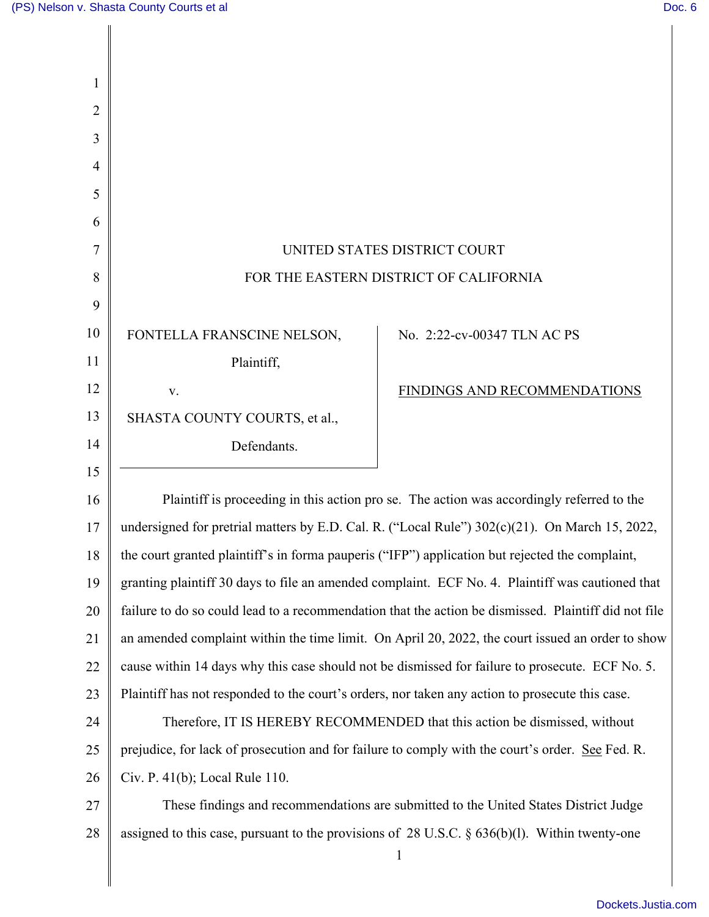UNITED STATES DISTRICT COURT

FOR THE EASTERN DISTRICT OF CALIFORNIA

| | |
|---|---|
| FONTELLA FRANSCINE NELSON, Plaintiff, v. SHASTA COUNTY COURTS, et al., Defendants. | No. 2:22-cv-00347 TLN AC PS <br> FINDINGS AND RECOMMENDATIONS |

Plaintiff is proceeding in this action pro se. The action was accordingly referred to the undersigned for pretrial matters by E.D. Cal. R. ("Local Rule") 302(c)(21). On March 15, 2022, the court granted plaintiff's in forma pauperis ("IFP") application but rejected the complaint, granting plaintiff 30 days to file an amended complaint. ECF No. 4. Plaintiff was cautioned that failure to do so could lead to a recommendation that the action be dismissed. Plaintiff did not file an amended complaint within the time limit. On April 20, 2022, the court issued an order to show cause within 14 days why this case should not be dismissed for failure to prosecute. ECF No. 5. Plaintiff has not responded to the court's orders, nor taken any action to prosecute this case.

Therefore, IT IS HEREBY RECOMMENDED that this action be dismissed, without prejudice, for lack of prosecution and for failure to comply with the court's order. See Fed. R. Civ. P. 41(b); Local Rule 110.

These findings and recommendations are submitted to the United States District Judge assigned to this case, pursuant to the provisions of 28 U.S.C. § 636(b)(l). Within twenty-one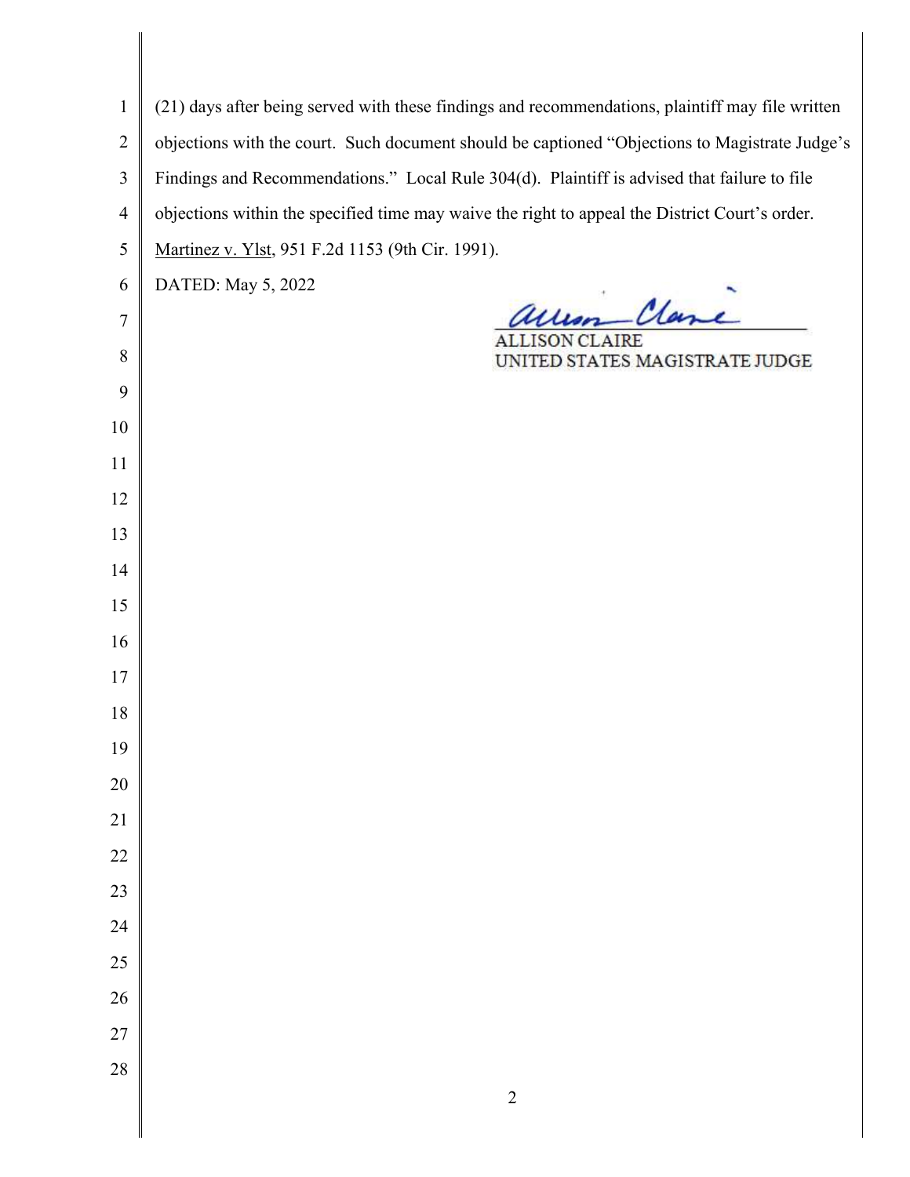(21) days after being served with these findings and recommendations, plaintiff may file written objections with the court. Such document should be captioned "Objections to Magistrate Judge's Findings and Recommendations." Local Rule 304(d). Plaintiff is advised that failure to file objections within the specified time may waive the right to appeal the District Court's order. Martinez v. Ylst, 951 F.2d 1153 (9th Cir. 1991).

DATED: May 5, 2022

ALLISON CLAIRE
UNITED STATES MAGISTRATE JUDGE